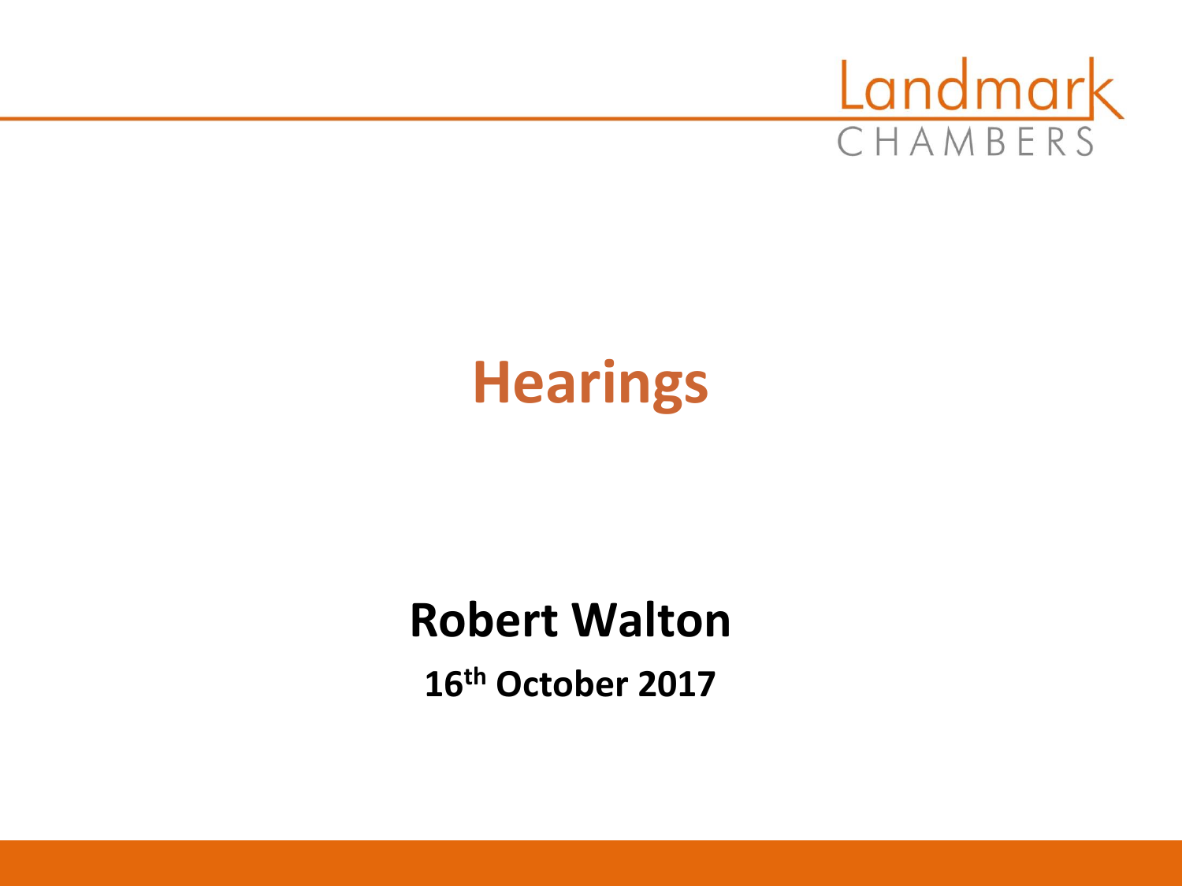# Hearings

**Robert Walton**

**16th October 2017**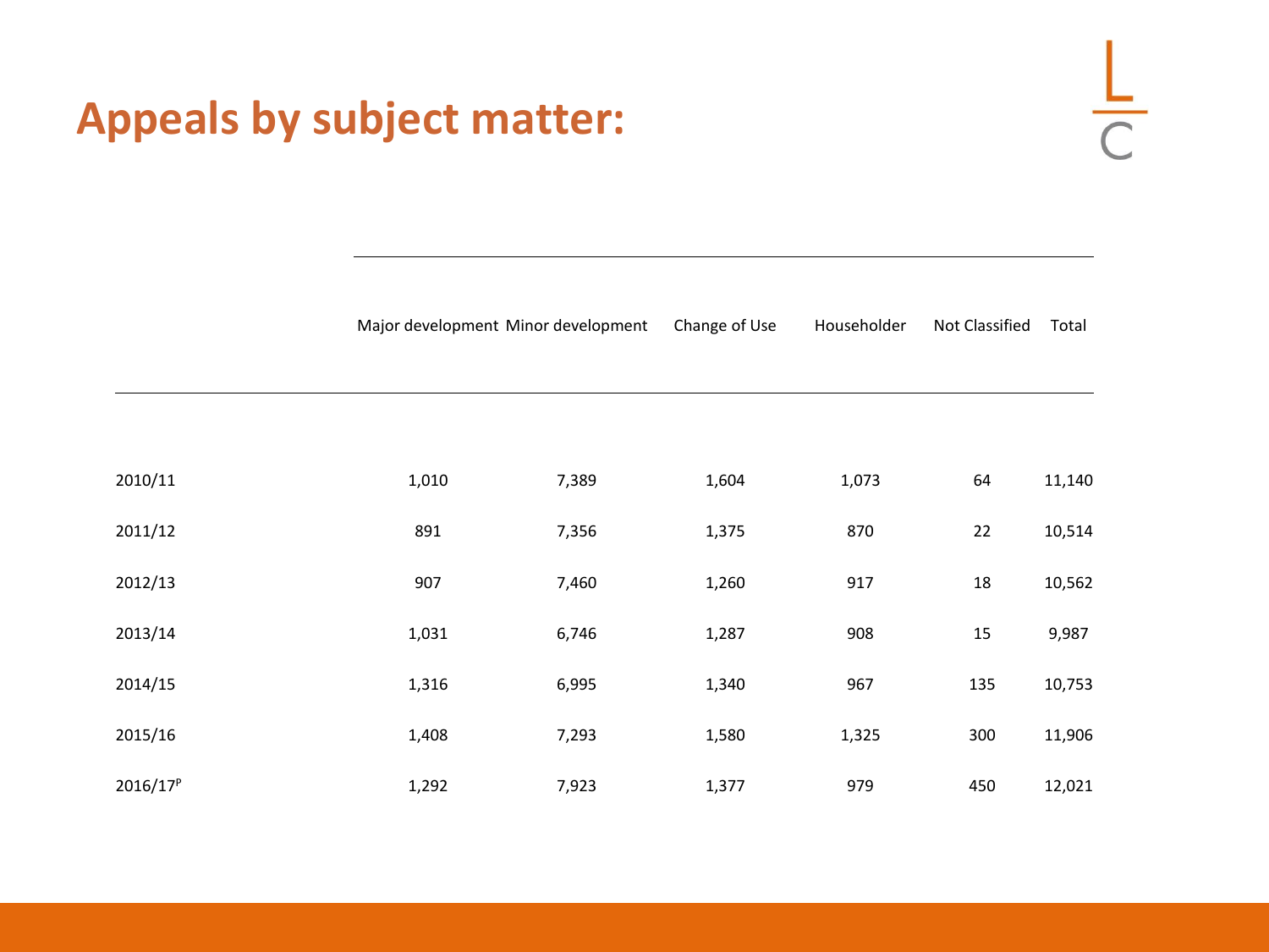# Appeals by subject matter:

| | Major development | Minor development | Change of Use | Householder | Not Classified | Total |
|---|---|---|---|---|---|---|
| 2010/11 | 1,010 | 7,389 | 1,604 | 1,073 | 64 | 11,140 |
| 2011/12 | 891 | 7,356 | 1,375 | 870 | 22 | 10,514 |
| 2012/13 | 907 | 7,460 | 1,260 | 917 | 18 | 10,562 |
| 2013/14 | 1,031 | 6,746 | 1,287 | 908 | 15 | 9,987 |
| 2014/15 | 1,316 | 6,995 | 1,340 | 967 | 135 | 10,753 |
| 2015/16 | 1,408 | 7,293 | 1,580 | 1,325 | 300 | 11,906 |
| 2016/17[P] | 1,292 | 7,923 | 1,377 | 979 | 450 | 12,021 |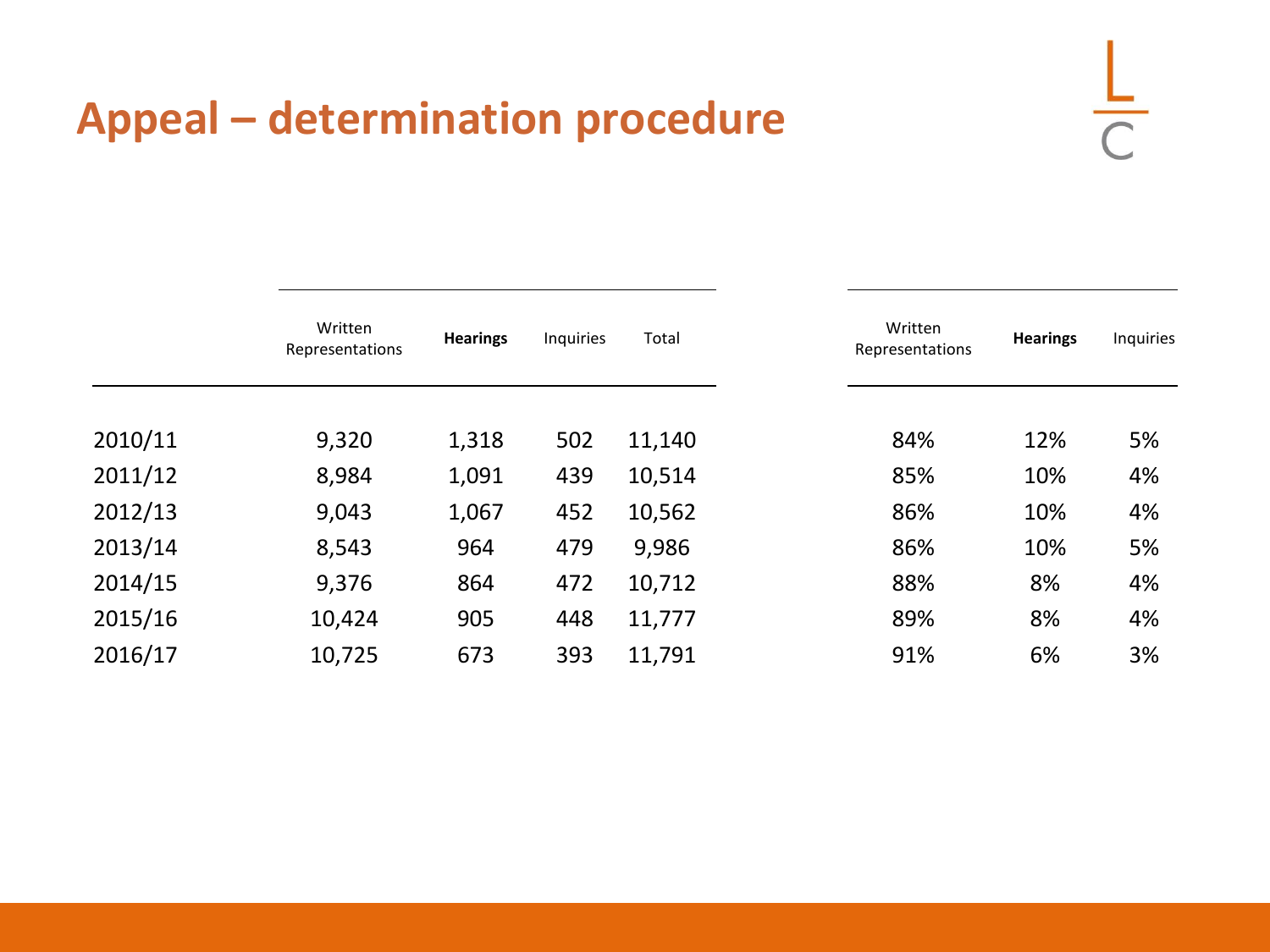# Appeal – determination procedure

| | Written Representations | **Hearings** | Inquiries | Total |
|---|---|---|---|---|
| 2010/11 | 9,320 | 1,318 | 502 | 11,140 |
| 2011/12 | 8,984 | 1,091 | 439 | 10,514 |
| 2012/13 | 9,043 | 1,067 | 452 | 10,562 |
| 2013/14 | 8,543 | 964 | 479 | 9,986 |
| 2014/15 | 9,376 | 864 | 472 | 10,712 |
| 2015/16 | 10,424 | 905 | 448 | 11,777 |
| 2016/17 | 10,725 | 673 | 393 | 11,791 |

| Written Representations | **Hearings** | Inquiries |
|---|---|---|
| 84% | 12% | 5% |
| 85% | 10% | 4% |
| 86% | 10% | 4% |
| 86% | 10% | 5% |
| 88% | 8% | 4% |
| 89% | 8% | 4% |
| 91% | 6% | 3% |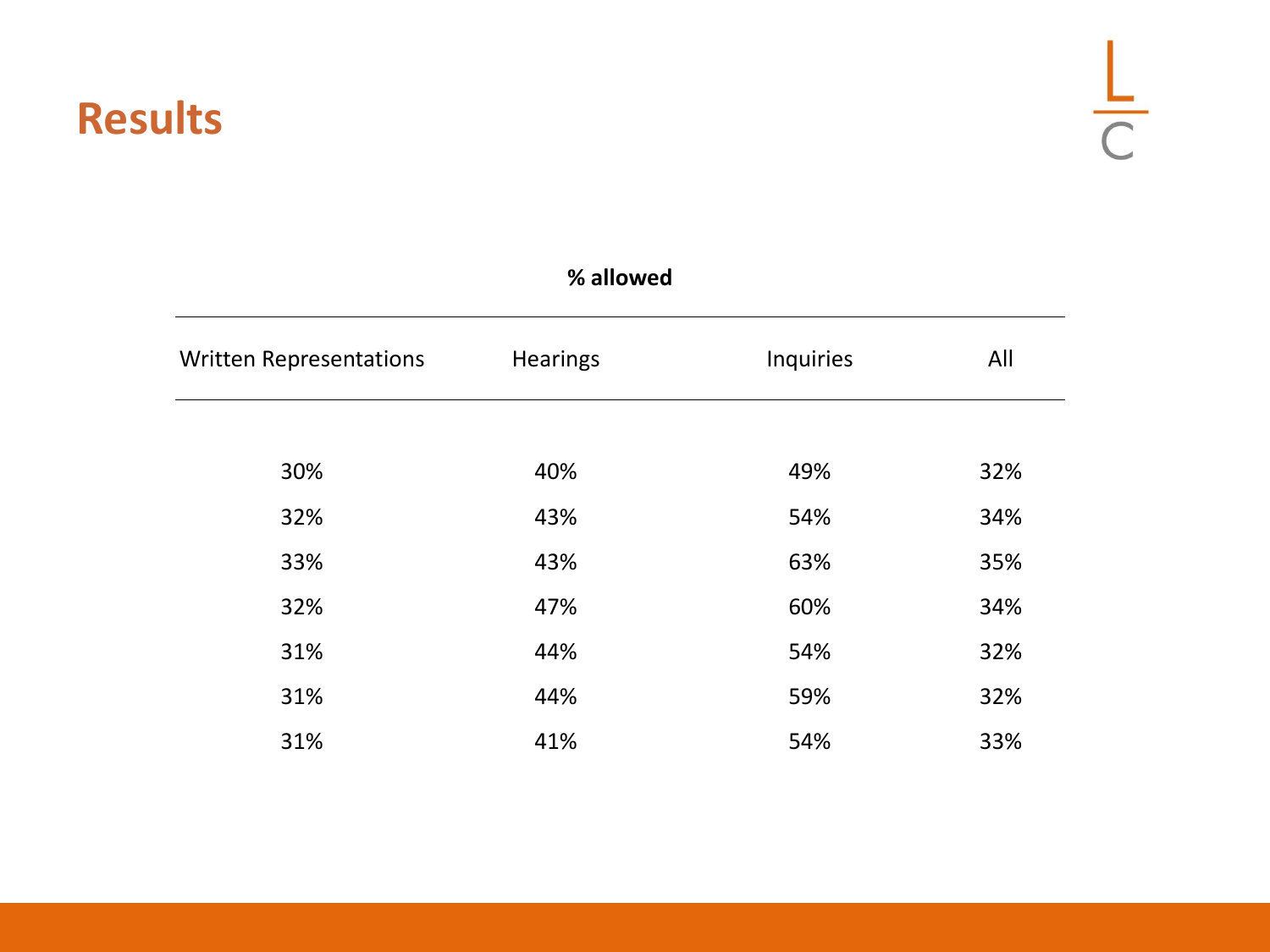# Results

**% allowed**

| Written Representations | Hearings | Inquiries | All |
|---|---|---|---|
| 30% | 40% | 49% | 32% |
| 32% | 43% | 54% | 34% |
| 33% | 43% | 63% | 35% |
| 32% | 47% | 60% | 34% |
| 31% | 44% | 54% | 32% |
| 31% | 44% | 59% | 32% |
| 31% | 41% | 54% | 33% |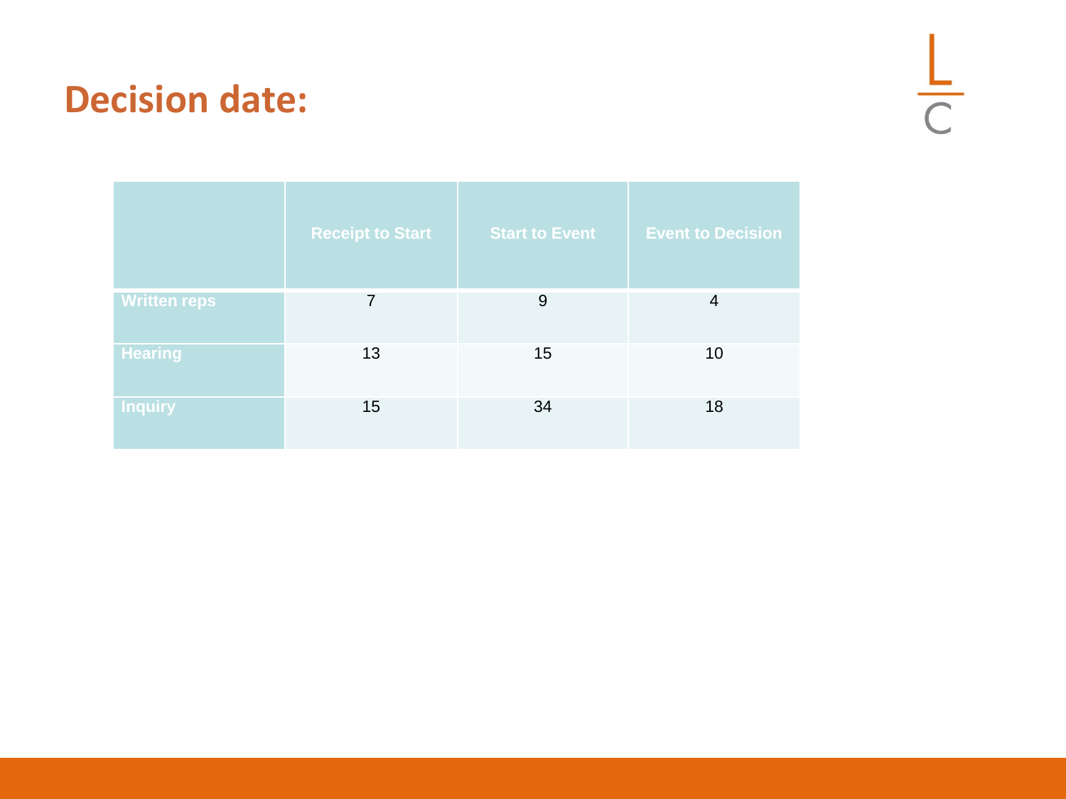# Decision date:

| | Receipt to Start | Start to Event | Event to Decision |
|---|---|---|---|
| Written reps | 7 | 9 | 4 |
| Hearing | 13 | 15 | 10 |
| Inquiry | 15 | 34 | 18 |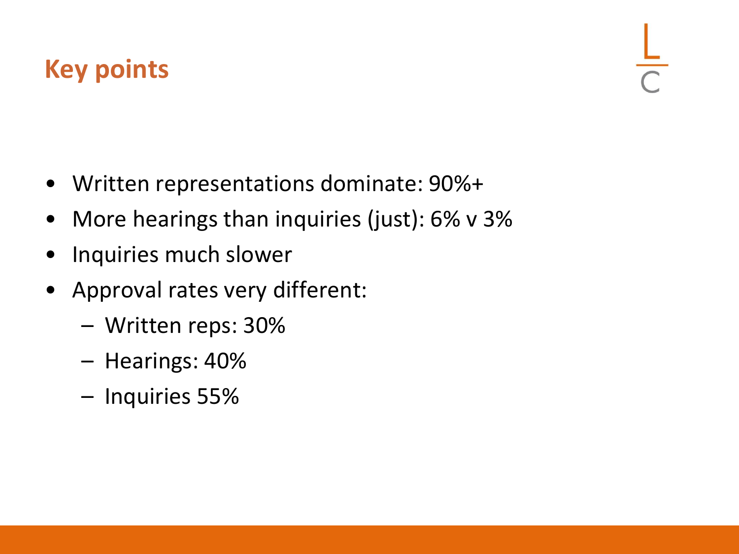# Key points

- Written representations dominate: 90%+
- More hearings than inquiries (just): 6% v 3%
- Inquiries much slower
- Approval rates very different:
  - Written reps: 30%
  - Hearings: 40%
  - Inquiries 55%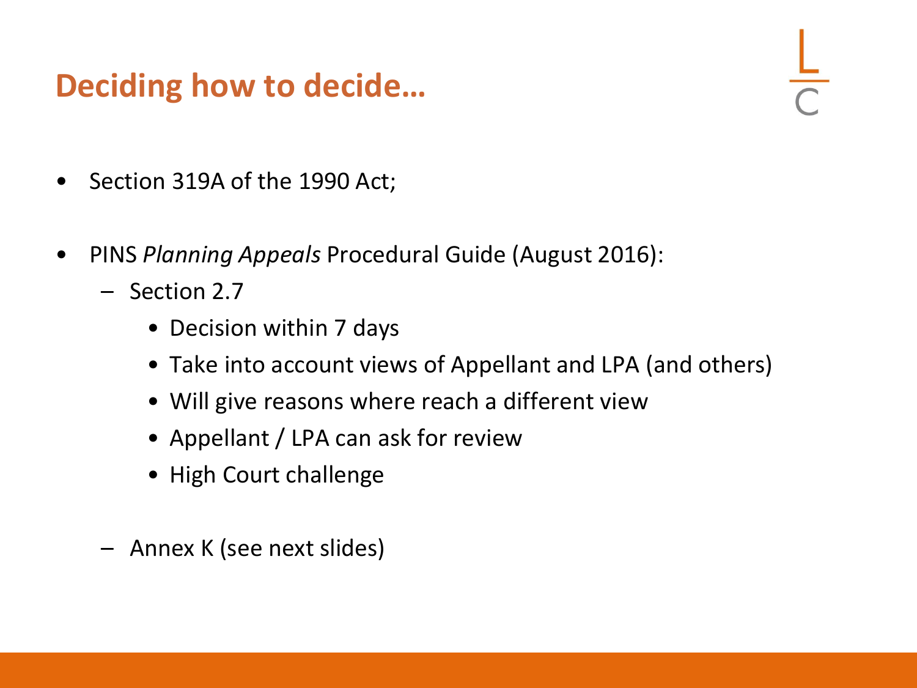## Deciding how to decide…

- Section 319A of the 1990 Act;
- PINS *Planning Appeals* Procedural Guide (August 2016):
  - Section 2.7
    - Decision within 7 days
    - Take into account views of Appellant and LPA (and others)
    - Will give reasons where reach a different view
    - Appellant / LPA can ask for review
    - High Court challenge
  - Annex K (see next slides)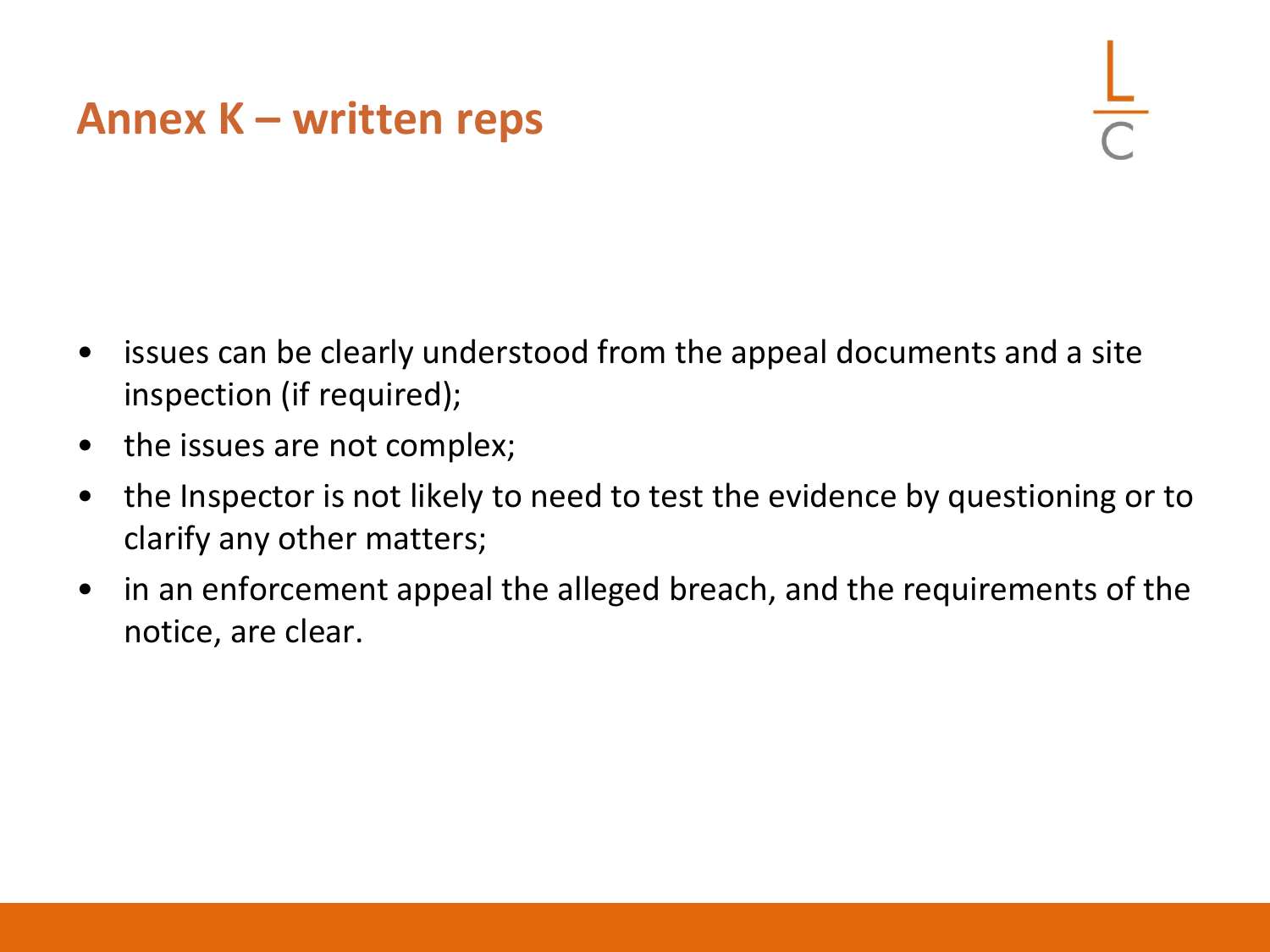# Annex K – written reps

- issues can be clearly understood from the appeal documents and a site inspection (if required);
- the issues are not complex;
- the Inspector is not likely to need to test the evidence by questioning or to clarify any other matters;
- in an enforcement appeal the alleged breach, and the requirements of the notice, are clear.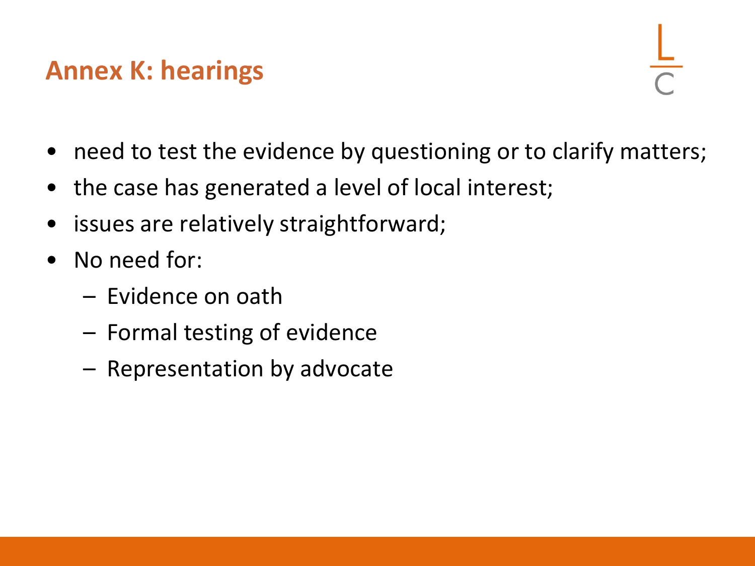## Annex K: hearings

- need to test the evidence by questioning or to clarify matters;
- the case has generated a level of local interest;
- issues are relatively straightforward;
- No need for:
  - Evidence on oath
  - Formal testing of evidence
  - Representation by advocate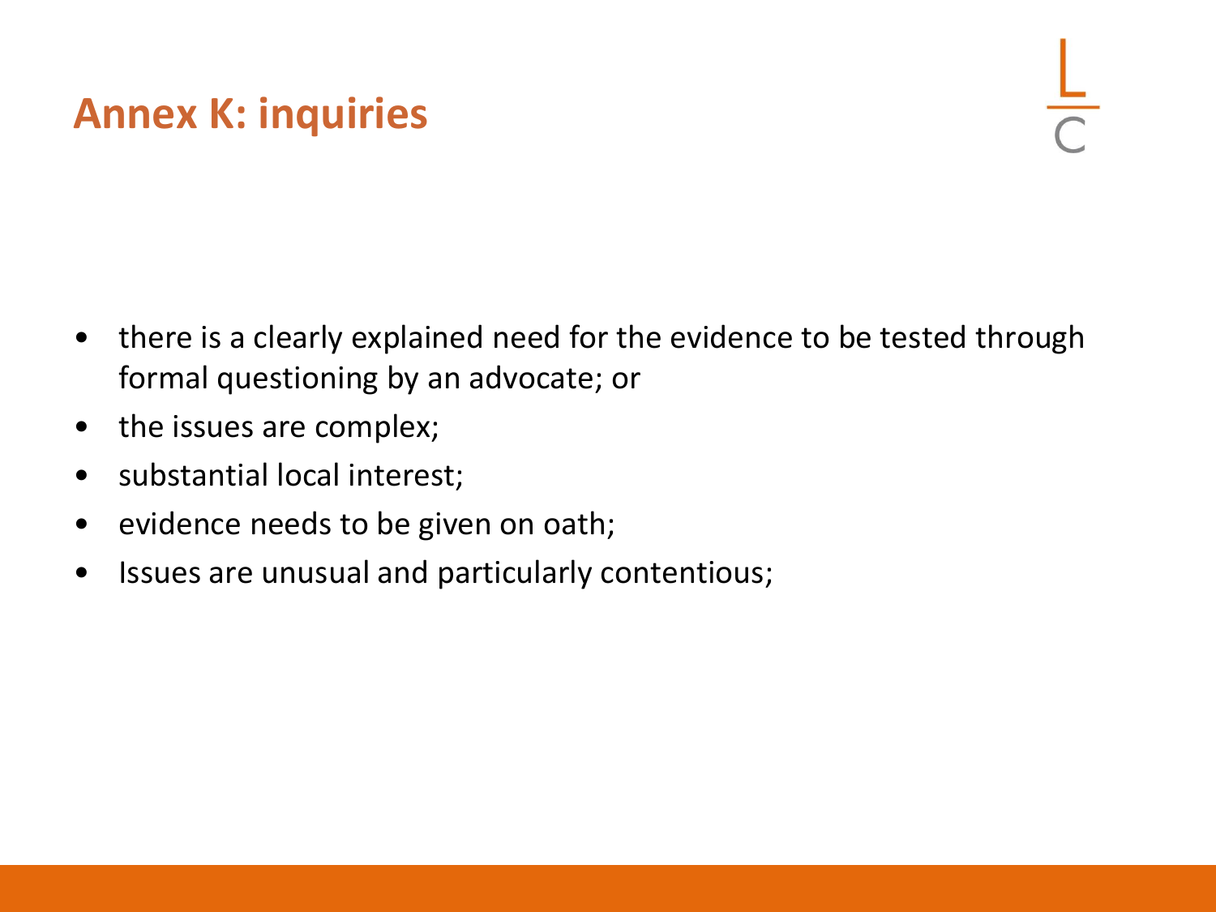# Annex K: inquiries

- there is a clearly explained need for the evidence to be tested through formal questioning by an advocate; or
- the issues are complex;
- substantial local interest;
- evidence needs to be given on oath;
- Issues are unusual and particularly contentious;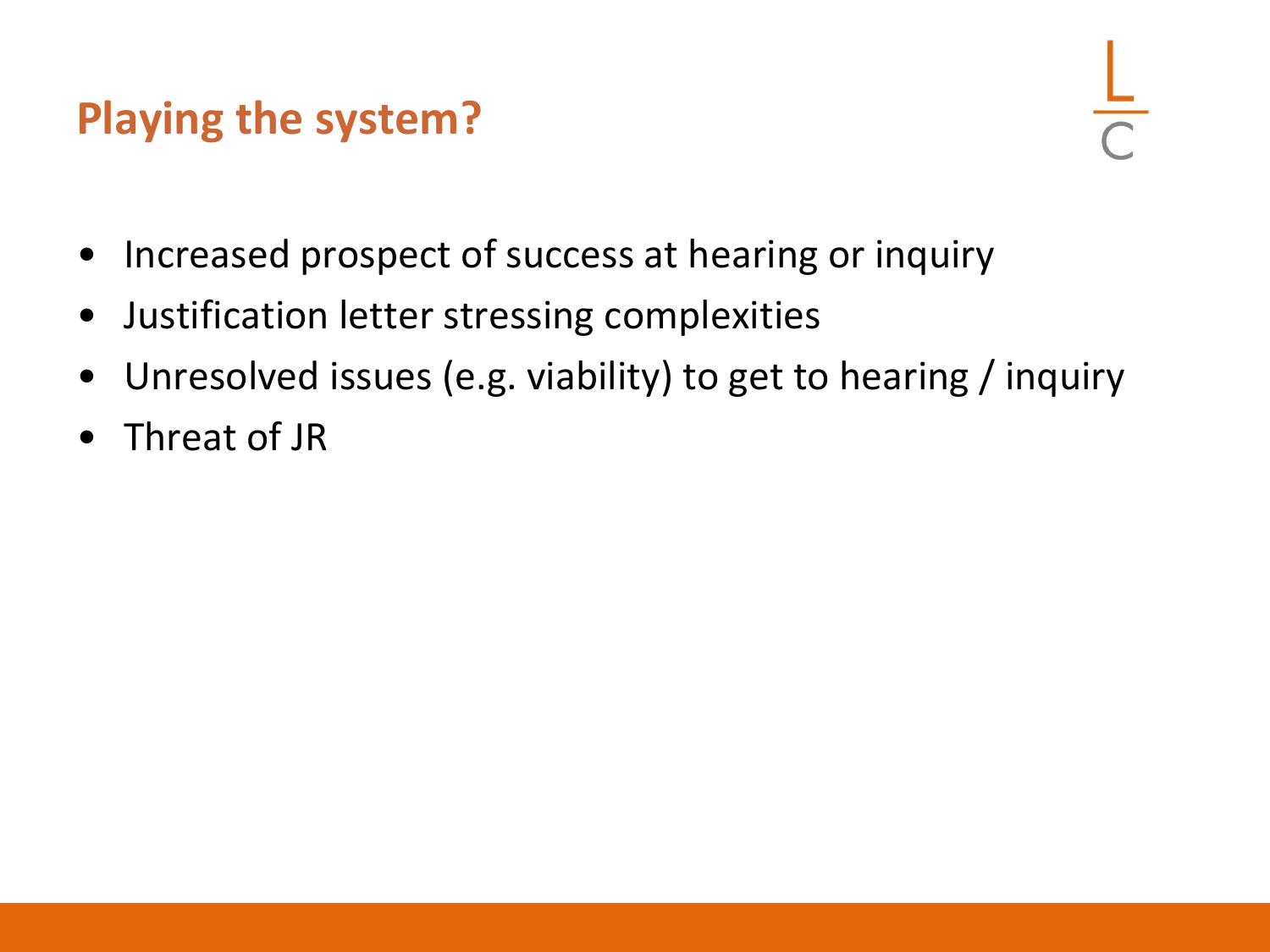## Playing the system?

- Increased prospect of success at hearing or inquiry
- Justification letter stressing complexities
- Unresolved issues (e.g. viability) to get to hearing / inquiry
- Threat of JR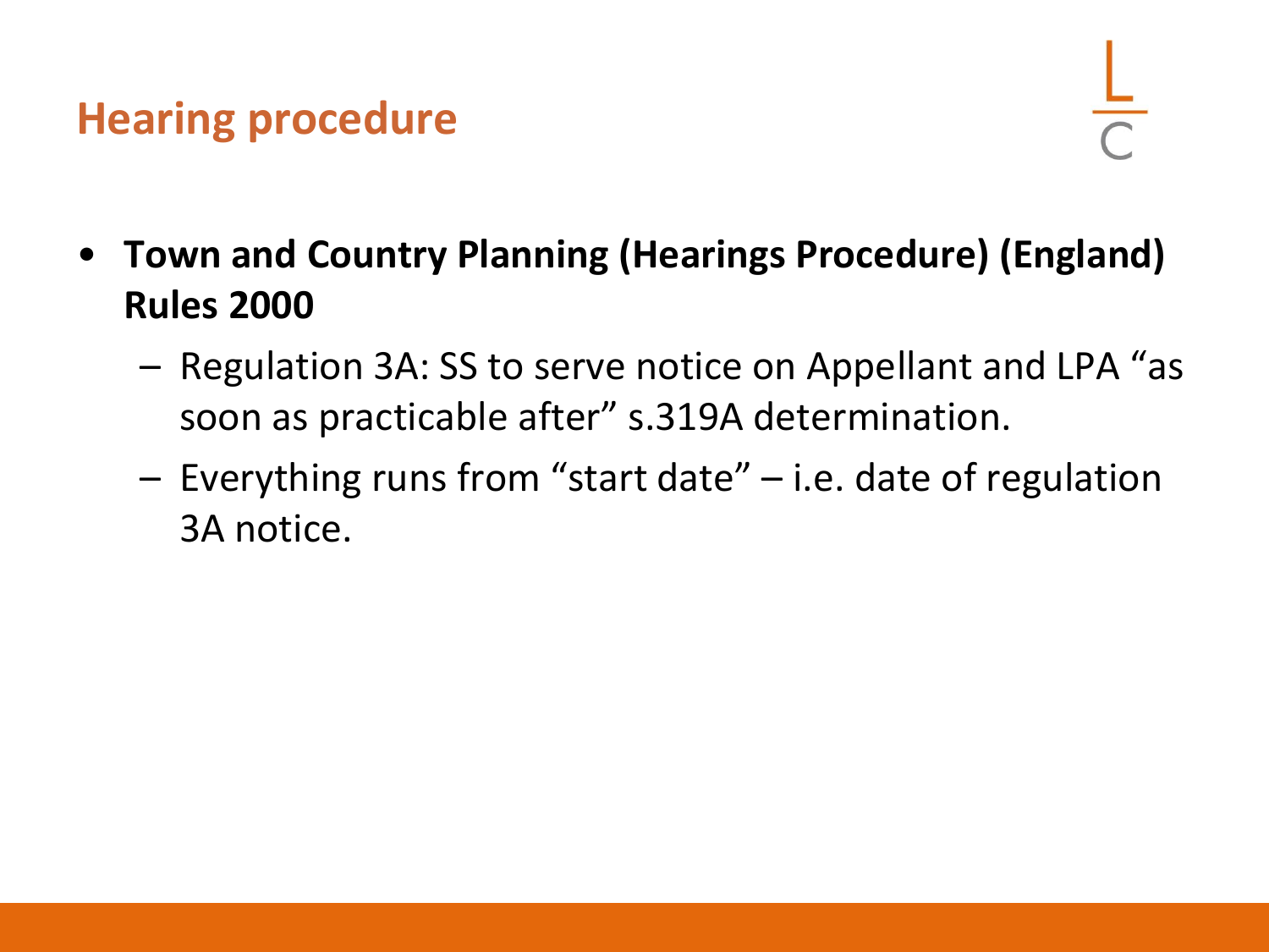# Hearing procedure

- **Town and Country Planning (Hearings Procedure) (England) Rules 2000**
  - Regulation 3A: SS to serve notice on Appellant and LPA "as soon as practicable after" s.319A determination.
  - Everything runs from "start date" – i.e. date of regulation 3A notice.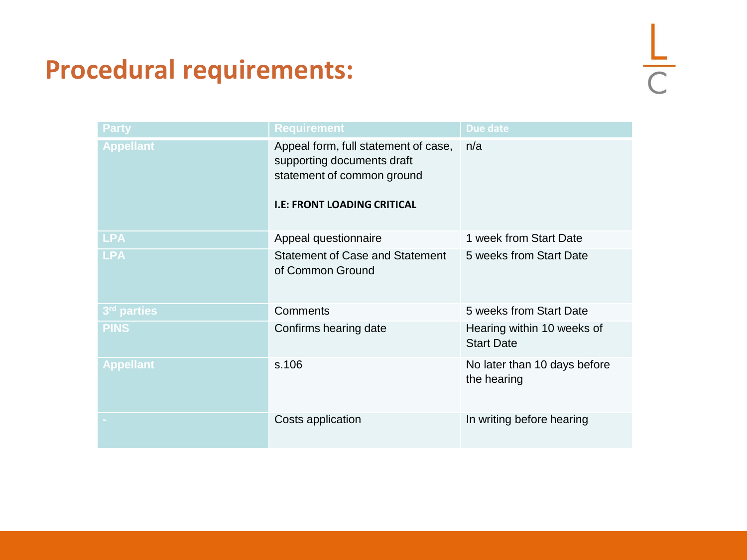## Procedural requirements:

| Party | Requirement | Due date |
|---|---|---|
| Appellant | Appeal form, full statement of case, supporting documents draft statement of common ground<br><br>**I.E: FRONT LOADING CRITICAL** | n/a |
| LPA | Appeal questionnaire | 1 week from Start Date |
| LPA | Statement of Case and Statement of Common Ground | 5 weeks from Start Date |
| 3rd parties | Comments | 5 weeks from Start Date |
| PINS | Confirms hearing date | Hearing within 10 weeks of Start Date |
| Appellant | s.106 | No later than 10 days before the hearing |
| - | Costs application | In writing before hearing |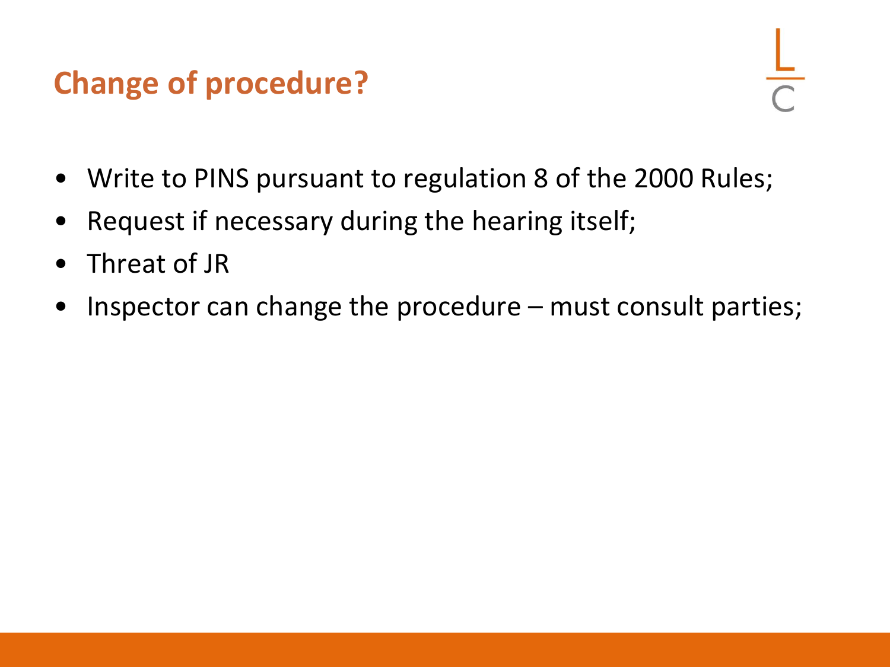## Change of procedure?

- Write to PINS pursuant to regulation 8 of the 2000 Rules;
- Request if necessary during the hearing itself;
- Threat of JR
- Inspector can change the procedure – must consult parties;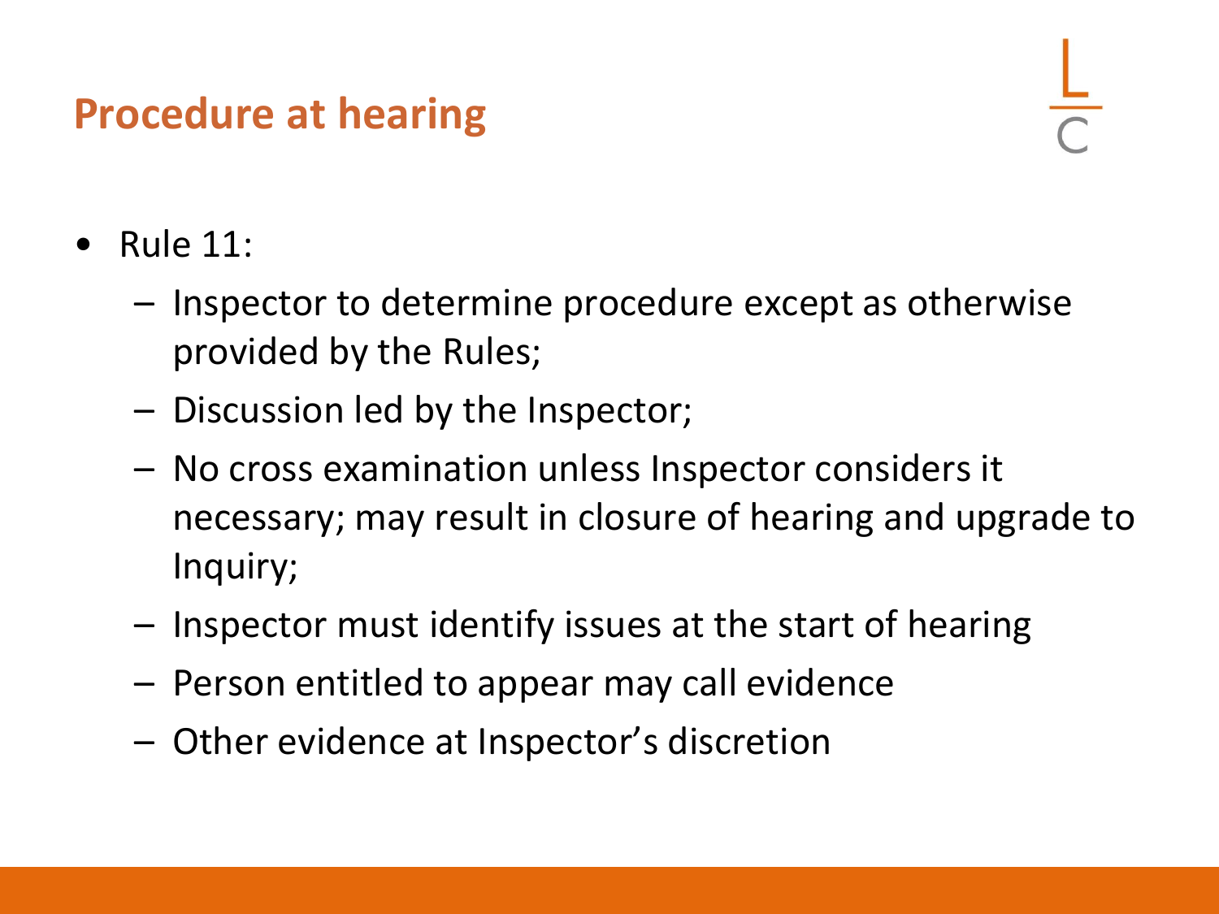## Procedure at hearing

- Rule 11:
  - Inspector to determine procedure except as otherwise provided by the Rules;
  - Discussion led by the Inspector;
  - No cross examination unless Inspector considers it necessary; may result in closure of hearing and upgrade to Inquiry;
  - Inspector must identify issues at the start of hearing
  - Person entitled to appear may call evidence
  - Other evidence at Inspector's discretion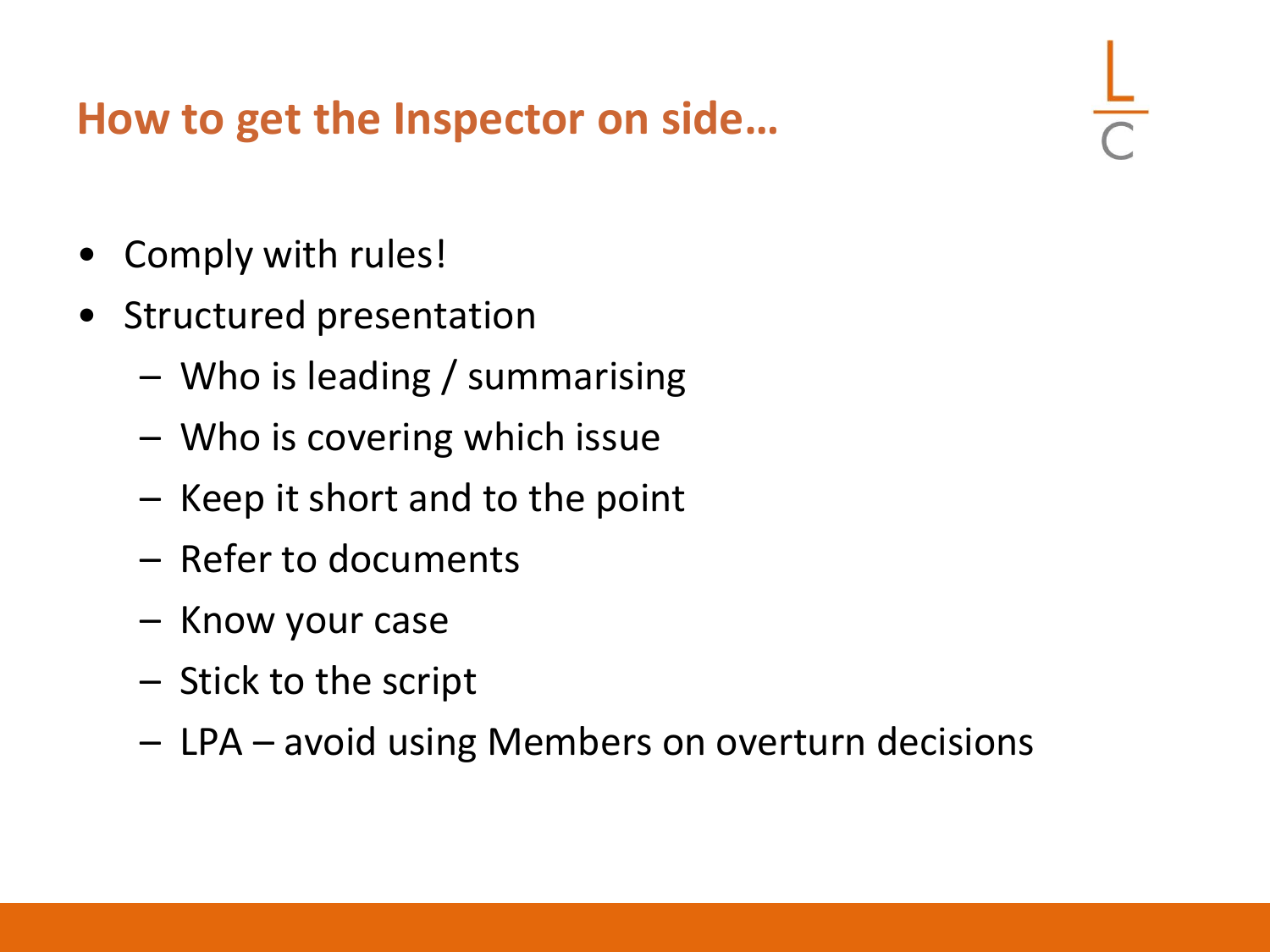## How to get the Inspector on side…

- Comply with rules!
- Structured presentation
  - Who is leading / summarising
  - Who is covering which issue
  - Keep it short and to the point
  - Refer to documents
  - Know your case
  - Stick to the script
  - LPA – avoid using Members on overturn decisions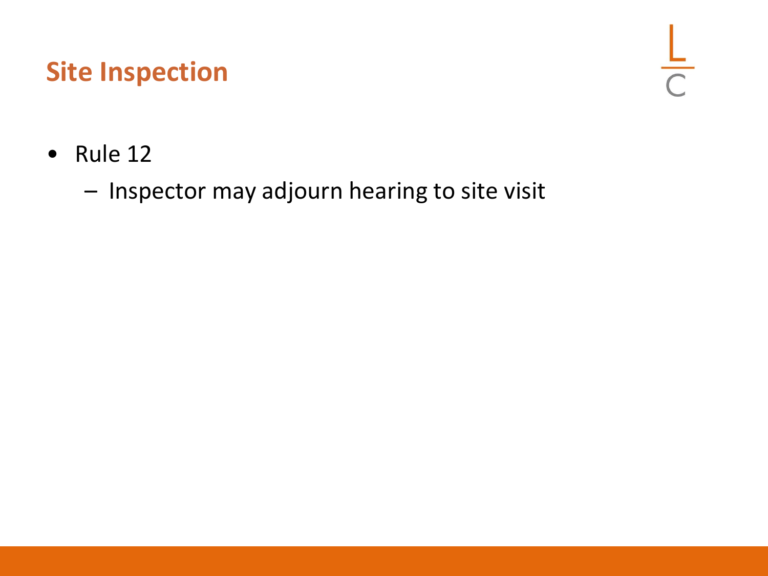## Site Inspection

- Rule 12
  - Inspector may adjourn hearing to site visit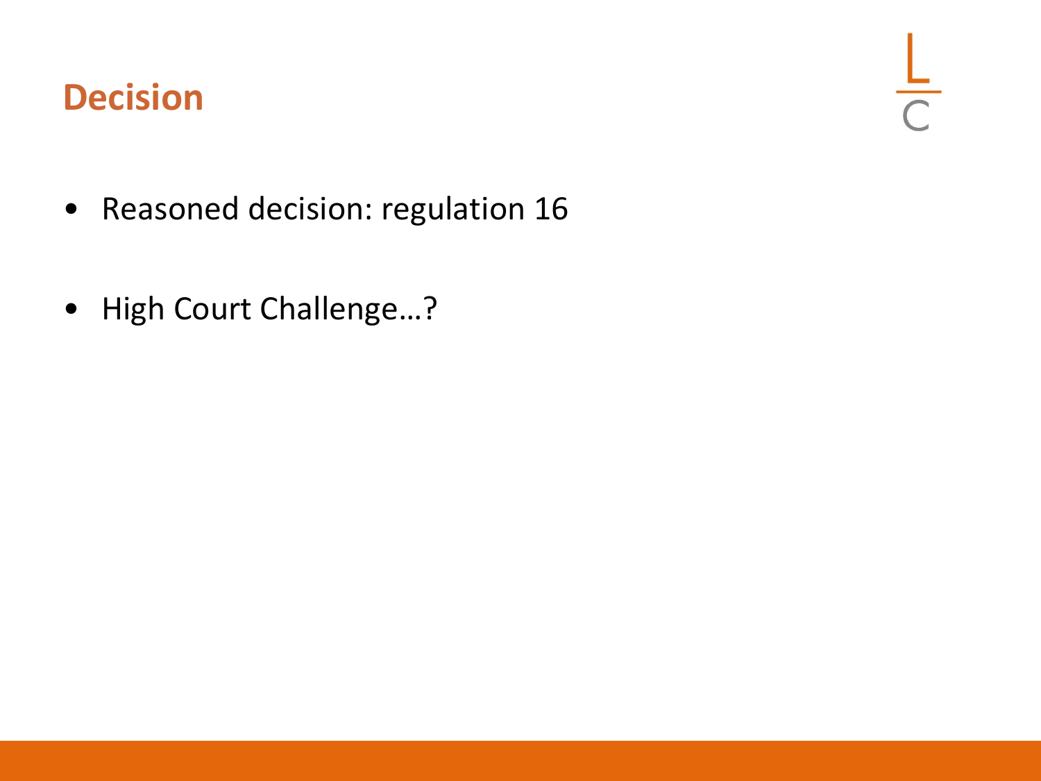## Decision

- Reasoned decision: regulation 16
- High Court Challenge…?